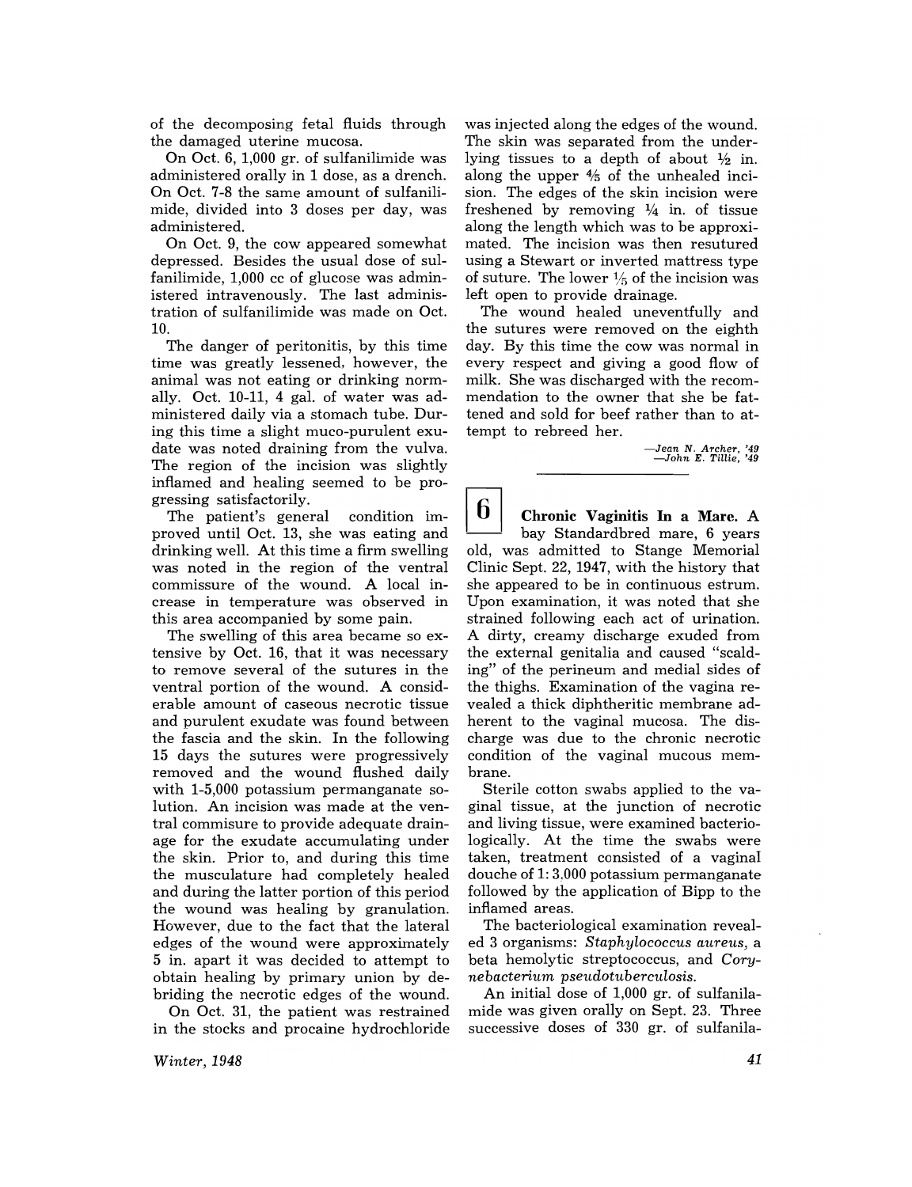of the decomposing fetal fluids through the damaged uterine mucosa.

On Oct. 6, 1,000 gr. of sulfanilimide was administered orally in 1 dose, as a drench. On Oct. 7-8 the same amount of sulfanilimide, divided into 3 doses per day, was administered.

On Oct. 9, the cow appeared somewhat depressed. Besides the usual dose of sulfanilimide, 1,000 cc of glucose was administered intravenously. The last administration of sulfanilimide was made on Oct. 10.

The danger of peritonitis, by this time time was greatly lessened, however, the animal was not eating or drinking normally. Oct. 10-11, 4 gal. of water was administered daily via a stomach tube. During this time a slight muco-purulent exudate was noted draining from the vulva. The region of the incision was slightly inflamed and healing seemed to be progressing satisfactorily.

The patient's general condition improved until Oct. 13, she was eating and drinking well. At this time a firm swelling was noted in the region of the ventral commissure of the wound. A local increase in temperature was observed in this area accompanied by some pain.

The swelling of this area became so extensive by Oct. 16, that it was necessary to remove several of the sutures in the ventral portion of the wound. A considerable amount of caseous necrotic tissue and purulent exudate was found between the fascia and the skin. In the following 15 days the sutures were progressively removed and the wound flushed daily with 1-5,000 potassium permanganate solution. An incision was made at the ventral commisure to provide adequate drainage for the exudate accumulating under the skin. Prior to, and during this time the musculature had completely healed and during the latter portion of this period the wound was healing by granulation. However, due to the fact that the lateral edges of the wound were approximately 5 in. apart it was decided to attempt to obtain healing by primary union by debriding the necrotic edges of the wound.

On Oct. 31, the patient was restrained in the stocks and procaine hydrochloride was injected along the edges of the wound. The skin was separated from the underlying tissues to a depth of about ½ in. along the upper ⅘ of the unhealed incision. The edges of the skin incision were freshened by removing ¼ in. of tissue along the length which was to be approximated. The incision was then resutured using a Stewart or inverted mattress type of suture. The lower ⅕ of the incision was left open to provide drainage.

The wound healed uneventfully and the sutures were removed on the eighth day. By this time the cow was normal in every respect and giving a good flow of milk. She was discharged with the recommendation to the owner that she be fattened and sold for beef rather than to attempt to rebreed her.

—*Jean N. Archer, '49*
—*John E. Tillie, '49*

---

**6** **Chronic Vaginitis In a Mare.** A bay Standardbred mare, 6 years old, was admitted to Stange Memorial Clinic Sept. 22, 1947, with the history that she appeared to be in continuous estrum. Upon examination, it was noted that she strained following each act of urination. A dirty, creamy discharge exuded from the external genitalia and caused "scalding" of the perineum and medial sides of the thighs. Examination of the vagina revealed a thick diphtheritic membrane adherent to the vaginal mucosa. The discharge was due to the chronic necrotic condition of the vaginal mucous membrane.

Sterile cotton swabs applied to the vaginal tissue, at the junction of necrotic and living tissue, were examined bacteriologically. At the time the swabs were taken, treatment consisted of a vaginal douche of 1: 3.000 potassium permanganate followed by the application of Bipp to the inflamed areas.

The bacteriological examination revealed 3 organisms: *Staphylococcus aureus,* a beta hemolytic streptococcus, and *Corynebacterium pseudotuberculosis.*

An initial dose of 1,000 gr. of sulfanilamide was given orally on Sept. 23. Three successive doses of 330 gr. of sulfanila-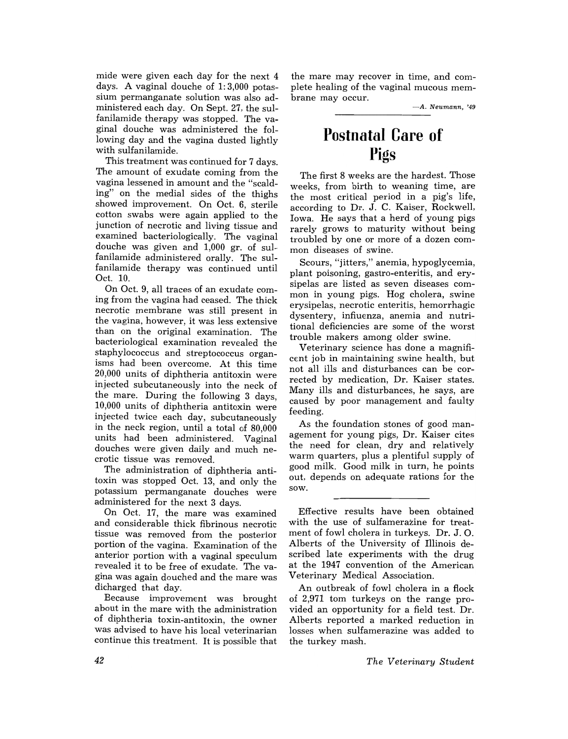mide were given each day for the next 4 days. A vaginal douche of 1:3,000 potassium permanganate solution was also administered each day. On Sept. 27, the sulfanilamide therapy was stopped. The vaginal douche was administered the following day and the vagina dusted lightly with sulfanilamide.

This treatment was continued for 7 days. The amount of exudate coming from the vagina lessened in amount and the "scalding" on the medial sides of the thighs showed improvement. On Oct. 6, sterile cotton swabs were again applied to the junction of necrotic and living tissue and examined bacteriologically. The vaginal douche was given and 1,000 gr. of sulfanilamide administered orally. The sulfanilamide therapy was continued until Oct. 10.

On Oct. 9, all traces of an exudate coming from the vagina had ceased. The thick necrotic membrane was still present in the vagina, however, it was less extensive than on the original examination. The bacteriological examination revealed the staphylococcus and streptococcus organisms had been overcome. At this time 20,000 units of diphtheria antitoxin were injected subcutaneously into the neck of the mare. During the following 3 days, 10,000 units of diphtheria antitoxin were injected twice each day, subcutaneously in the neck region, until a total of 80,000 units had been administered. Vaginal douches were given daily and much necrotic tissue was removed.

The administration of diphtheria antitoxin was stopped Oct. 13, and only the potassium permanganate douches were administered for the next 3 days.

On Oct. 17, the mare was examined and considerable thick fibrinous necrotic tissue was removed from the posterior portion of the vagina. Examination of the anterior portion with a vaginal speculum revealed it to be free of exudate. The vagina was again douched and the mare was dicharged that day.

Because improvement was brought about in the mare with the administration of diphtheria toxin-antitoxin, the owner was advised to have his local veterinarian continue this treatment. It is possible that the mare may recover in time, and complete healing of the vaginal mucous membrane may occur.

*—A. Neumann, '49*

# Postnatal Care of Pigs

The first 8 weeks are the hardest. Those weeks, from birth to weaning time, are the most critical period in a pig's life, according to Dr. J. C. Kaiser, Rockwell, Iowa. He says that a herd of young pigs rarely grows to maturity without being troubled by one or more of a dozen common diseases of swine.

Scours, "jitters," anemia, hypoglycemia, plant poisoning, gastro-enteritis, and erysipelas are listed as seven diseases common in young pigs. Hog cholera, swine erysipelas, necrotic enteritis, hemorrhagic dysentery, influenza, anemia and nutritional deficiencies are some of the worst trouble makers among older swine.

Veterinary science has done a magnificent job in maintaining swine health, but not all ills and disturbances can be corrected by medication, Dr. Kaiser states. Many ills and disturbances, he says, are caused by poor management and faulty feeding.

As the foundation stones of good management for young pigs, Dr. Kaiser cites the need for clean, dry and relatively warm quarters, plus a plentiful supply of good milk. Good milk in turn, he points out, depends on adequate rations for the sow.

---

Effective results have been obtained with the use of sulfamerazine for treatment of fowl cholera in turkeys. Dr. J. O. Alberts of the University of Illinois described late experiments with the drug at the 1947 convention of the American Veterinary Medical Association.

An outbreak of fowl cholera in a flock of 2,971 tom turkeys on the range provided an opportunity for a field test. Dr. Alberts reported a marked reduction in losses when sulfamerazine was added to the turkey mash.